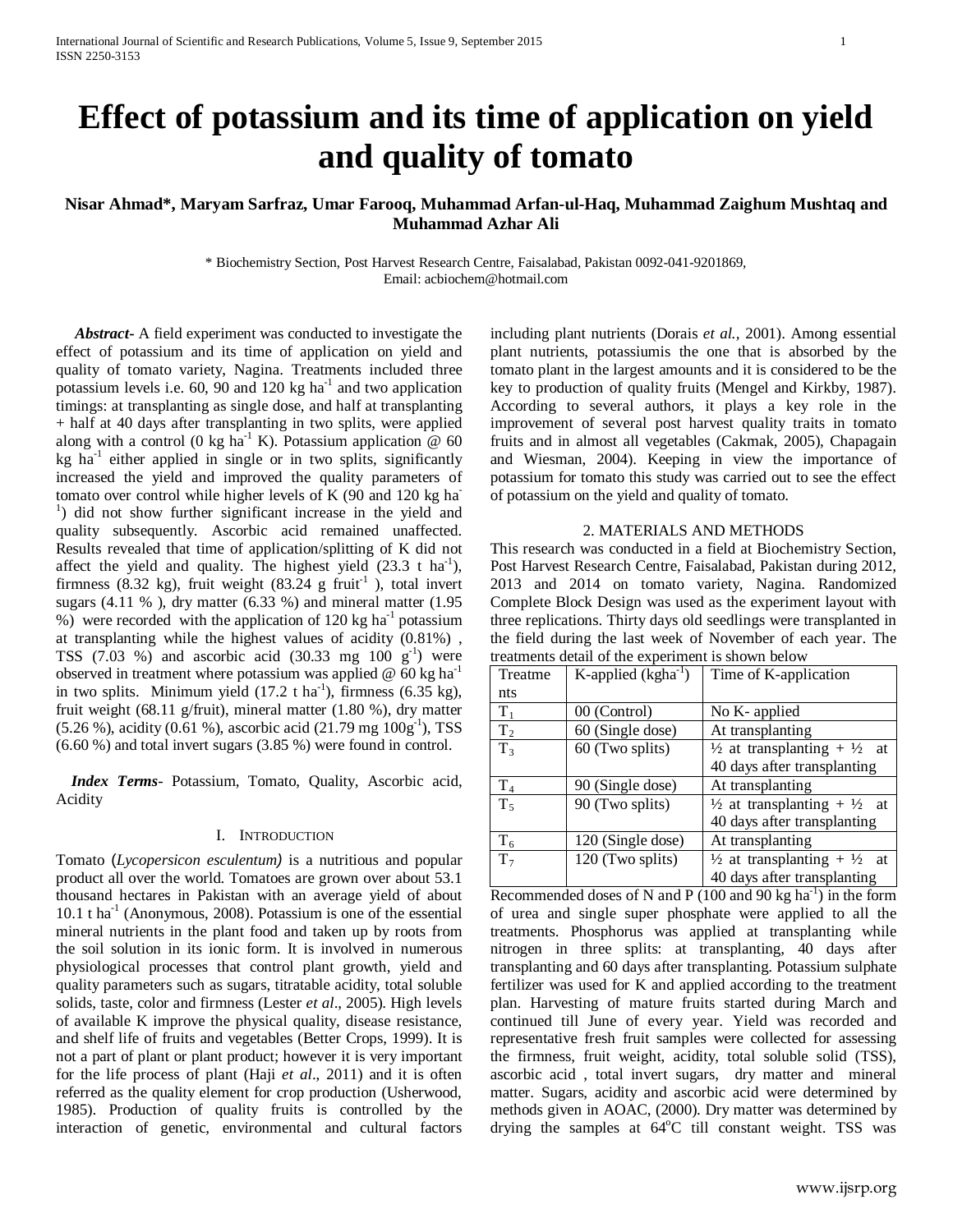# Effect of potassium and its time of application on yield and quality of tomato

**Nisar Ahmad*, Maryam Sarfraz, Umar Farooq, Muhammad Arfan-ul-Haq, Muhammad Zaighum Mushtaq and Muhammad Azhar Ali**

\* Biochemistry Section, Post Harvest Research Centre, Faisalabad, Pakistan 0092-041-9201869,
Email: acbiochem@hotmail.com

***Abstract***- A field experiment was conducted to investigate the effect of potassium and its time of application on yield and quality of tomato variety, Nagina. Treatments included three potassium levels i.e. 60, 90 and 120 kg $ha^{-1}$ and two application timings: at transplanting as single dose, and half at transplanting + half at 40 days after transplanting in two splits, were applied along with a control (0 kg $ha^{-1}$ K). Potassium application @ 60 kg $ha^{-1}$ either applied in single or in two splits, significantly increased the yield and improved the quality parameters of tomato over control while higher levels of K (90 and 120 kg $ha^{-1}$) did not show further significant increase in the yield and quality subsequently. Ascorbic acid remained unaffected. Results revealed that time of application/splitting of K did not affect the yield and quality. The highest yield (23.3 t $ha^{-1}$), firmness (8.32 kg), fruit weight (83.24 g $fruit^{-1}$ ), total invert sugars (4.11 % ), dry matter (6.33 %) and mineral matter (1.95 %) were recorded with the application of 120 kg $ha^{-1}$ potassium at transplanting while the highest values of acidity (0.81%) , TSS (7.03 %) and ascorbic acid (30.33 mg 100 $g^{-1}$) were observed in treatment where potassium was applied @ 60 kg $ha^{-1}$ in two splits. Minimum yield (17.2 t $ha^{-1}$), firmness (6.35 kg), fruit weight (68.11 g/fruit), mineral matter (1.80 %), dry matter (5.26 %), acidity (0.61 %), ascorbic acid (21.79 mg $100g^{-1}$), TSS (6.60 %) and total invert sugars (3.85 %) were found in control.

***Index Terms***- Potassium, Tomato, Quality, Ascorbic acid, Acidity

## I. Introduction

Tomato (*Lycopersicon esculentum)* is a nutritious and popular product all over the world. Tomatoes are grown over about 53.1 thousand hectares in Pakistan with an average yield of about 10.1 t $ha^{-1}$ (Anonymous, 2008). Potassium is one of the essential mineral nutrients in the plant food and taken up by roots from the soil solution in its ionic form. It is involved in numerous physiological processes that control plant growth, yield and quality parameters such as sugars, titratable acidity, total soluble solids, taste, color and firmness (Lester *et al*., 2005). High levels of available K improve the physical quality, disease resistance, and shelf life of fruits and vegetables (Better Crops, 1999). It is not a part of plant or plant product; however it is very important for the life process of plant (Haji *et al*., 2011) and it is often referred as the quality element for crop production (Usherwood, 1985). Production of quality fruits is controlled by the interaction of genetic, environmental and cultural factors including plant nutrients (Dorais *et al.*, 2001). Among essential plant nutrients, potassiumis the one that is absorbed by the tomato plant in the largest amounts and it is considered to be the key to production of quality fruits (Mengel and Kirkby, 1987). According to several authors, it plays a key role in the improvement of several post harvest quality traits in tomato fruits and in almost all vegetables (Cakmak, 2005), Chapagain and Wiesman, 2004). Keeping in view the importance of potassium for tomato this study was carried out to see the effect of potassium on the yield and quality of tomato.

## 2. MATERIALS AND METHODS

This research was conducted in a field at Biochemistry Section, Post Harvest Research Centre, Faisalabad, Pakistan during 2012, 2013 and 2014 on tomato variety, Nagina. Randomized Complete Block Design was used as the experiment layout with three replications. Thirty days old seedlings were transplanted in the field during the last week of November of each year. The treatments detail of the experiment is shown below

| Treatments | K-applied ($kgha^{-1}$) | Time of K-application |
|---|---|---|
| $T_1$ | 00 (Control) | No K- applied |
| $T_2$ | 60 (Single dose) | At transplanting |
| $T_3$ | 60 (Two splits) | ½ at transplanting + ½ at 40 days after transplanting |
| $T_4$ | 90 (Single dose) | At transplanting |
| $T_5$ | 90 (Two splits) | ½ at transplanting + ½ at 40 days after transplanting |
| $T_6$ | 120 (Single dose) | At transplanting |
| $T_7$ | 120 (Two splits) | ½ at transplanting + ½ at 40 days after transplanting |

Recommended doses of N and P (100 and 90 kg $ha^{-1}$) in the form of urea and single super phosphate were applied to all the treatments. Phosphorus was applied at transplanting while nitrogen in three splits: at transplanting, 40 days after transplanting and 60 days after transplanting. Potassium sulphate fertilizer was used for K and applied according to the treatment plan. Harvesting of mature fruits started during March and continued till June of every year. Yield was recorded and representative fresh fruit samples were collected for assessing the firmness, fruit weight, acidity, total soluble solid (TSS), ascorbic acid , total invert sugars, dry matter and mineral matter. Sugars, acidity and ascorbic acid were determined by methods given in AOAC, (2000). Dry matter was determined by drying the samples at $64^{o}C$ till constant weight. TSS was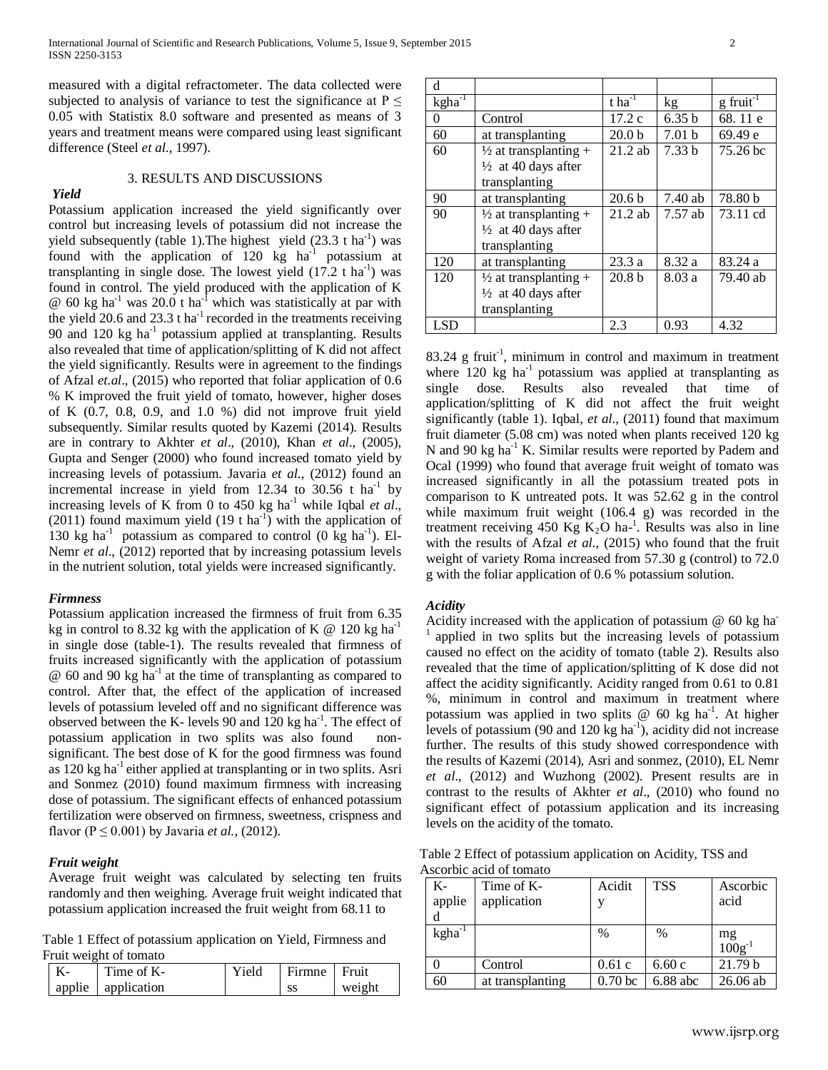measured with a digital refractometer. The data collected were subjected to analysis of variance to test the significance at $P \leq 0.05$ with Statistix 8.0 software and presented as means of 3 years and treatment means were compared using least significant difference (Steel *et al.*, 1997).

## 3. RESULTS AND DISCUSSIONS

### *Yield*

Potassium application increased the yield significantly over control but increasing levels of potassium did not increase the yield subsequently (table 1).The highest yield (23.3 t $ha^{-1}$) was found with the application of 120 kg $ha^{-1}$ potassium at transplanting in single dose. The lowest yield (17.2 t $ha^{-1}$) was found in control. The yield produced with the application of K @ 60 kg $ha^{-1}$ was 20.0 t $ha^{-1}$ which was statistically at par with the yield 20.6 and 23.3 t $ha^{-1}$ recorded in the treatments receiving 90 and 120 kg $ha^{-1}$ potassium applied at transplanting. Results also revealed that time of application/splitting of K did not affect the yield significantly. Results were in agreement to the findings of Afzal *et.al*., (2015) who reported that foliar application of 0.6 % K improved the fruit yield of tomato, however, higher doses of K (0.7, 0.8, 0.9, and 1.0 %) did not improve fruit yield subsequently. Similar results quoted by Kazemi (2014). Results are in contrary to Akhter *et al*., (2010), Khan *et al*., (2005), Gupta and Senger (2000) who found increased tomato yield by increasing levels of potassium. Javaria *et al*., (2012) found an incremental increase in yield from 12.34 to 30.56 t $ha^{-1}$ by increasing levels of K from 0 to 450 kg $ha^{-1}$ while Iqbal *et al*., (2011) found maximum yield (19 t $ha^{-1}$) with the application of 130 kg $ha^{-1}$ potassium as compared to control (0 kg $ha^{-1}$). El-Nemr *et al*., (2012) reported that by increasing potassium levels in the nutrient solution, total yields were increased significantly.

### *Firmness*

Potassium application increased the firmness of fruit from 6.35 kg in control to 8.32 kg with the application of K @ 120 kg $ha^{-1}$ in single dose (table-1). The results revealed that firmness of fruits increased significantly with the application of potassium @ 60 and 90 kg $ha^{-1}$ at the time of transplanting as compared to control. After that, the effect of the application of increased levels of potassium leveled off and no significant difference was observed between the K- levels 90 and 120 kg $ha^{-1}$. The effect of potassium application in two splits was also found non-significant. The best dose of K for the good firmness was found as 120 kg $ha^{-1}$ either applied at transplanting or in two splits. Asri and Sonmez (2010) found maximum firmness with increasing dose of potassium. The significant effects of enhanced potassium fertilization were observed on firmness, sweetness, crispness and flavor ($P \leq 0.001$) by Javaria *et al.*, (2012).

### *Fruit weight*

Average fruit weight was calculated by selecting ten fruits randomly and then weighing. Average fruit weight indicated that potassium application increased the fruit weight from 68.11 to 83.24 g $fruit^{-1}$, minimum in control and maximum in treatment where 120 kg $ha^{-1}$ potassium was applied at transplanting as single dose. Results also revealed that time of application/splitting of K did not affect the fruit weight significantly (table 1). Iqbal, *et al*., (2011) found that maximum fruit diameter (5.08 cm) was noted when plants received 120 kg N and 90 kg $ha^{-1}$ K. Similar results were reported by Padem and Ocal (1999) who found that average fruit weight of tomato was increased significantly in all the potassium treated pots in comparison to K untreated pots. It was 52.62 g in the control while maximum fruit weight (106.4 g) was recorded in the treatment receiving 450 Kg $K_2O$ ha-[1]. Results was also in line with the results of Afzal *et al.*, (2015) who found that the fruit weight of variety Roma increased from 57.30 g (control) to 72.0 g with the foliar application of 0.6 % potassium solution.

Table 1 Effect of potassium application on Yield, Firmness and Fruit weight of tomato

| K-applied | Time of K-application | Yield | Firmness | Fruit weight |
|---|---|---|---|---|
| $kgha^{-1}$ | | t $ha^{-1}$ | kg | g $fruit^{-1}$ |
| 0 | Control | 17.2 c | 6.35 b | 68. 11 e |
| 60 | at transplanting | 20.0 b | 7.01 b | 69.49 e |
| 60 | ½ at transplanting + ½ at 40 days after transplanting | 21.2 ab | 7.33 b | 75.26 bc |
| 90 | at transplanting | 20.6 b | 7.40 ab | 78.80 b |
| 90 | ½ at transplanting + ½ at 40 days after transplanting | 21.2 ab | 7.57 ab | 73.11 cd |
| 120 | at transplanting | 23.3 a | 8.32 a | 83.24 a |
| 120 | ½ at transplanting + ½ at 40 days after transplanting | 20.8 b | 8.03 a | 79.40 ab |
| LSD | | 2.3 | 0.93 | 4.32 |

### *Acidity*

Acidity increased with the application of potassium @ 60 kg $ha^{-1}$ applied in two splits but the increasing levels of potassium caused no effect on the acidity of tomato (table 2). Results also revealed that the time of application/splitting of K dose did not affect the acidity significantly. Acidity ranged from 0.61 to 0.81 %, minimum in control and maximum in treatment where potassium was applied in two splits @ 60 kg $ha^{-1}$. At higher levels of potassium (90 and 120 kg $ha^{-1}$), acidity did not increase further. The results of this study showed correspondence with the results of Kazemi (2014), Asri and sonmez, (2010), EL Nemr *et al*., (2012) and Wuzhong (2002). Present results are in contrast to the results of Akhter *et al*., (2010) who found no significant effect of potassium application and its increasing levels on the acidity of the tomato.

Table 2 Effect of potassium application on Acidity, TSS and Ascorbic acid of tomato

| K-applied | Time of K-application | Acidity | TSS | Ascorbic acid |
|---|---|---|---|---|
| $kgha^{-1}$ | | % | % | mg $100g^{-1}$ |
| 0 | Control | 0.61 c | 6.60 c | 21.79 b |
| 60 | at transplanting | 0.70 bc | 6.88 abc | 26.06 ab |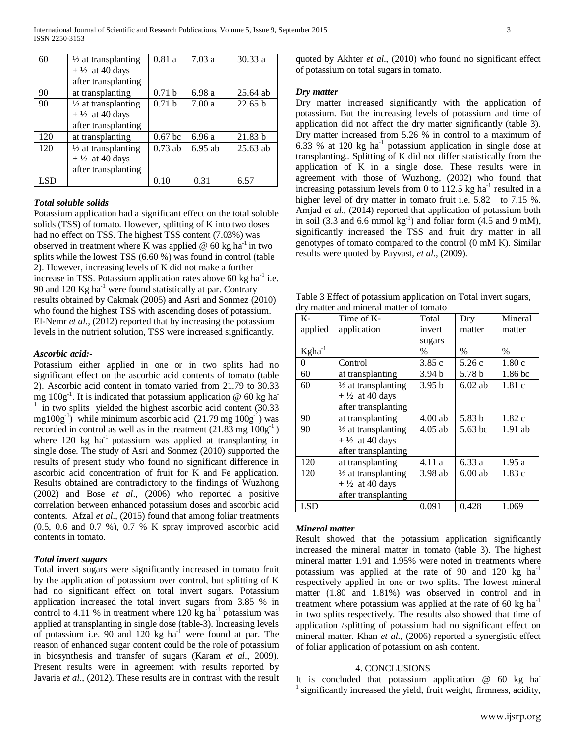| 60 | ½ at transplanting + ½ at 40 days after transplanting | 0.81 a | 7.03 a | 30.33 a |
|---|---|---|---|---|
| 90 | at transplanting | 0.71 b | 6.98 a | 25.64 ab |
| 90 | ½ at transplanting + ½ at 40 days after transplanting | 0.71 b | 7.00 a | 22.65 b |
| 120 | at transplanting | 0.67 bc | 6.96 a | 21.83 b |
| 120 | ½ at transplanting + ½ at 40 days after transplanting | 0.73 ab | 6.95 ab | 25.63 ab |
| LSD | | 0.10 | 0.31 | 6.57 |

### *Total soluble solids*

Potassium application had a significant effect on the total soluble solids (TSS) of tomato. However, splitting of K into two doses had no effect on TSS. The highest TSS content (7.03%) was observed in treatment where K was applied @ 60 kg ha$^{-1}$ in two splits while the lowest TSS (6.60 %) was found in control (table 2). However, increasing levels of K did not make a further increase in TSS. Potassium application rates above 60 kg ha$^{-1}$ i.e. 90 and 120 Kg ha$^{-1}$ were found statistically at par. Contrary results obtained by Cakmak (2005) and Asri and Sonmez (2010) who found the highest TSS with ascending doses of potassium. El-Nemr *et al.,* (2012) reported that by increasing the potassium levels in the nutrient solution, TSS were increased significantly.

### *Ascorbic acid:-*

Potassium either applied in one or in two splits had no significant effect on the ascorbic acid contents of tomato (table 2). Ascorbic acid content in tomato varied from 21.79 to 30.33 mg 100g$^{-1}$. It is indicated that potassium application @ 60 kg ha$^{-1}$ in two splits yielded the highest ascorbic acid content (30.33 mg100g$^{-1}$) while minimum ascorbic acid (21.79 mg 100g$^{-1}$) was recorded in control as well as in the treatment (21.83 mg 100g$^{-1}$) where 120 kg ha$^{-1}$ potassium was applied at transplanting in single dose. The study of Asri and Sonmez (2010) supported the results of present study who found no significant difference in ascorbic acid concentration of fruit for K and Fe application. Results obtained are contradictory to the findings of Wuzhong (2002) and Bose *et al*., (2006) who reported a positive correlation between enhanced potassium doses and ascorbic acid contents. Afzal *et al.,* (2015) found that among foliar treatments (0.5, 0.6 and 0.7 %), 0.7 % K spray improved ascorbic acid contents in tomato.

### *Total invert sugars*

Total invert sugars were significantly increased in tomato fruit by the application of potassium over control, but splitting of K had no significant effect on total invert sugars. Potassium application increased the total invert sugars from 3.85 % in control to 4.11 % in treatment where 120 kg ha$^{-1}$ potassium was applied at transplanting in single dose (table-3). Increasing levels of potassium i.e. 90 and 120 kg ha$^{-1}$ were found at par. The reason of enhanced sugar content could be the role of potassium in biosynthesis and transfer of sugars (Karam *et al*., 2009). Present results were in agreement with results reported by Javaria *et al.,* (2012). These results are in contrast with the result quoted by Akhter *et al*., (2010) who found no significant effect of potassium on total sugars in tomato.

### *Dry matter*

Dry matter increased significantly with the application of potassium. But the increasing levels of potassium and time of application did not affect the dry matter significantly (table 3). Dry matter increased from 5.26 % in control to a maximum of 6.33 % at 120 kg ha$^{-1}$ potassium application in single dose at transplanting.. Splitting of K did not differ statistically from the application of K in a single dose. These results were in agreement with those of Wuzhong, (2002) who found that increasing potassium levels from 0 to 112.5 kg ha$^{-1}$ resulted in a higher level of dry matter in tomato fruit i.e. 5.82 to 7.15 %. Amjad *et al*., (2014) reported that application of potassium both in soil (3.3 and 6.6 mmol kg$^{-1}$) and foliar form (4.5 and 9 mM), significantly increased the TSS and fruit dry matter in all genotypes of tomato compared to the control (0 mM K). Similar results were quoted by Payvast, *et al*., (2009).

Table 3 Effect of potassium application on Total invert sugars, dry matter and mineral matter of tomato

| K-applied | Time of K-application | Total invert sugars | Dry matter | Mineral matter |
|---|---|---|---|---|
| Kgha$^{-1}$ | | % | % | % |
| 0 | Control | 3.85 c | 5.26 c | 1.80 c |
| 60 | at transplanting | 3.94 b | 5.78 b | 1.86 bc |
| 60 | ½ at transplanting + ½ at 40 days after transplanting | 3.95 b | 6.02 ab | 1.81 c |
| 90 | at transplanting | 4.00 ab | 5.83 b | 1.82 c |
| 90 | ½ at transplanting + ½ at 40 days after transplanting | 4.05 ab | 5.63 bc | 1.91 ab |
| 120 | at transplanting | 4.11 a | 6.33 a | 1.95 a |
| 120 | ½ at transplanting + ½ at 40 days after transplanting | 3.98 ab | 6.00 ab | 1.83 c |
| LSD | | 0.091 | 0.428 | 1.069 |

### *Mineral matter*

Result showed that the potassium application significantly increased the mineral matter in tomato (table 3). The highest mineral matter 1.91 and 1.95% were noted in treatments where potassium was applied at the rate of 90 and 120 kg ha$^{-1}$ respectively applied in one or two splits. The lowest mineral matter (1.80 and 1.81%) was observed in control and in treatment where potassium was applied at the rate of 60 kg ha$^{-1}$ in two splits respectively. The results also showed that time of application /splitting of potassium had no significant effect on mineral matter. Khan *et al*., (2006) reported a synergistic effect of foliar application of potassium on ash content.

## 4. CONCLUSIONS

It is concluded that potassium application @ 60 kg ha$^{-1}$ significantly increased the yield, fruit weight, firmness, acidity,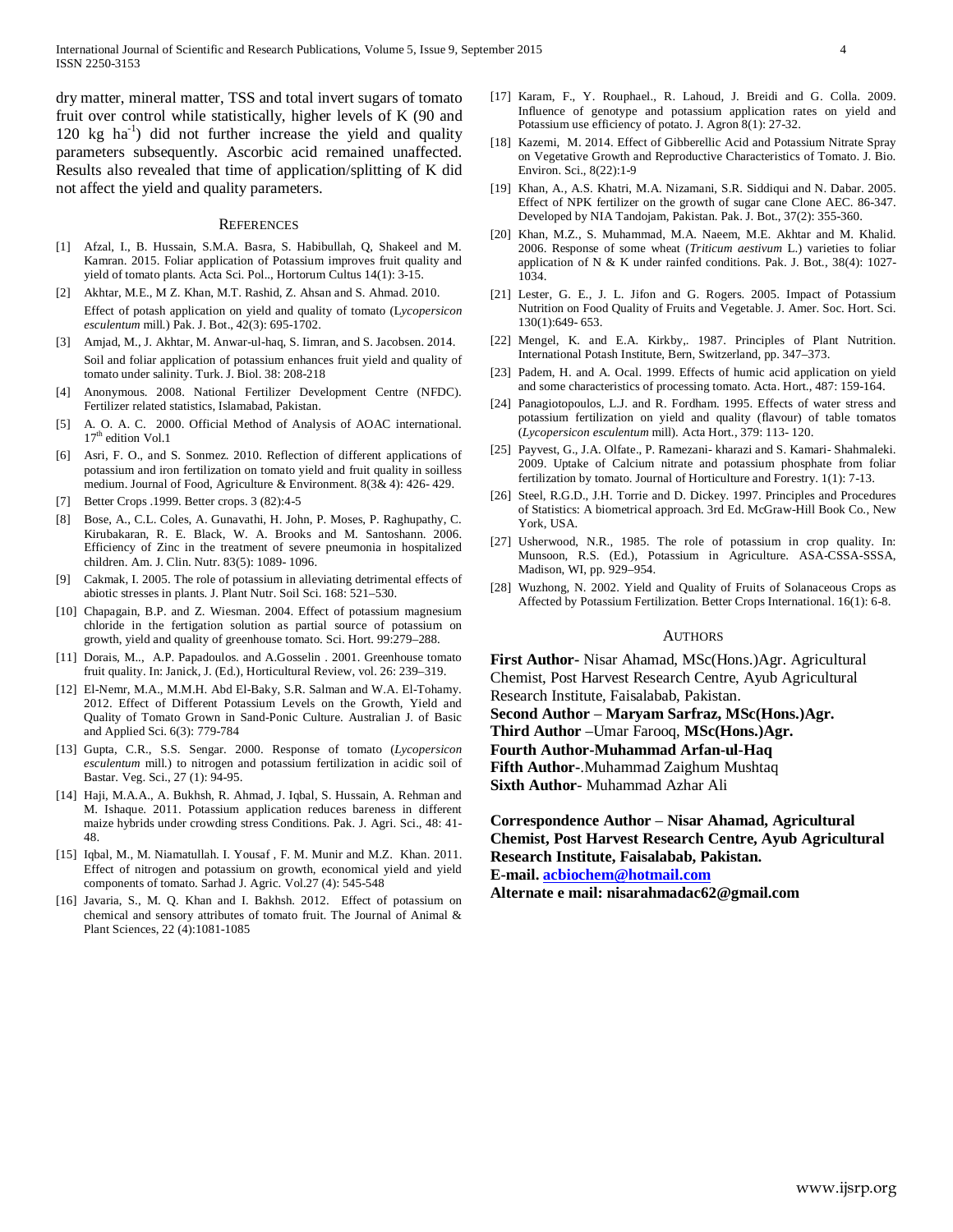dry matter, mineral matter, TSS and total invert sugars of tomato fruit over control while statistically, higher levels of K (90 and 120 kg ha$^{-1}$) did not further increase the yield and quality parameters subsequently. Ascorbic acid remained unaffected. Results also revealed that time of application/splitting of K did not affect the yield and quality parameters.

## REFERENCES

[1] Afzal, I., B. Hussain, S.M.A. Basra, S. Habibullah, Q, Shakeel and M. Kamran. 2015. Foliar application of Potassium improves fruit quality and yield of tomato plants. Acta Sci. Pol.., Hortorum Cultus 14(1): 3-15.

[2] Akhtar, M.E., M Z. Khan, M.T. Rashid, Z. Ahsan and S. Ahmad. 2010. Effect of potash application on yield and quality of tomato (*Lycopersicon esculentum* mill.) Pak. J. Bot., 42(3): 695-1702.

[3] Amjad, M., J. Akhtar, M. Anwar-ul-haq, S. Iimran, and S. Jacobsen. 2014. Soil and foliar application of potassium enhances fruit yield and quality of tomato under salinity. Turk. J. Biol. 38: 208-218

[4] Anonymous. 2008. National Fertilizer Development Centre (NFDC). Fertilizer related statistics, Islamabad, Pakistan.

[5] A. O. A. C. 2000. Official Method of Analysis of AOAC international. 17th edition Vol.1

[6] Asri, F. O., and S. Sonmez. 2010. Reflection of different applications of potassium and iron fertilization on tomato yield and fruit quality in soilless medium. Journal of Food, Agriculture & Environment. 8(3& 4): 426- 429.

[7] Better Crops .1999. Better crops. 3 (82):4-5

[8] Bose, A., C.L. Coles, A. Gunavathi, H. John, P. Moses, P. Raghupathy, C. Kirubakaran, R. E. Black, W. A. Brooks and M. Santoshann. 2006. Efficiency of Zinc in the treatment of severe pneumonia in hospitalized children. Am. J. Clin. Nutr. 83(5): 1089- 1096.

[9] Cakmak, I. 2005. The role of potassium in alleviating detrimental effects of abiotic stresses in plants. J. Plant Nutr. Soil Sci. 168: 521–530.

[10] Chapagain, B.P. and Z. Wiesman. 2004. Effect of potassium magnesium chloride in the fertigation solution as partial source of potassium on growth, yield and quality of greenhouse tomato. Sci. Hort. 99:279–288.

[11] Dorais, M.., A.P. Papadoulos. and A.Gosselin . 2001. Greenhouse tomato fruit quality. In: Janick, J. (Ed.), Horticultural Review, vol. 26: 239–319.

[12] El-Nemr, M.A., M.M.H. Abd El-Baky, S.R. Salman and W.A. El-Tohamy. 2012. Effect of Different Potassium Levels on the Growth, Yield and Quality of Tomato Grown in Sand-Ponic Culture. Australian J. of Basic and Applied Sci. 6(3): 779-784

[13] Gupta, C.R., S.S. Sengar. 2000. Response of tomato (*Lycopersicon esculentum* mill.) to nitrogen and potassium fertilization in acidic soil of Bastar. Veg. Sci., 27 (1): 94-95.

[14] Haji, M.A.A., A. Bukhsh, R. Ahmad, J. Iqbal, S. Hussain, A. Rehman and M. Ishaque. 2011. Potassium application reduces bareness in different maize hybrids under crowding stress Conditions. Pak. J. Agri. Sci., 48: 41-48.

[15] Iqbal, M., M. Niamatullah. I. Yousaf , F. M. Munir and M.Z. Khan. 2011. Effect of nitrogen and potassium on growth, economical yield and yield components of tomato. Sarhad J. Agric. Vol.27 (4): 545-548

[16] Javaria, S., M. Q. Khan and I. Bakhsh. 2012. Effect of potassium on chemical and sensory attributes of tomato fruit. The Journal of Animal & Plant Sciences, 22 (4):1081-1085

[17] Karam, F., Y. Rouphael., R. Lahoud, J. Breidi and G. Colla. 2009. Influence of genotype and potassium application rates on yield and Potassium use efficiency of potato. J. Agron 8(1): 27-32.

[18] Kazemi, M. 2014. Effect of Gibberellic Acid and Potassium Nitrate Spray on Vegetative Growth and Reproductive Characteristics of Tomato. J. Bio. Environ. Sci., 8(22):1-9

[19] Khan, A., A.S. Khatri, M.A. Nizamani, S.R. Siddiqui and N. Dabar. 2005. Effect of NPK fertilizer on the growth of sugar cane Clone AEC. 86-347. Developed by NIA Tandojam, Pakistan. Pak. J. Bot., 37(2): 355-360.

[20] Khan, M.Z., S. Muhammad, M.A. Naeem, M.E. Akhtar and M. Khalid. 2006. Response of some wheat (*Triticum aestivum* L.) varieties to foliar application of N & K under rainfed conditions. Pak. J. Bot., 38(4): 1027-1034.

[21] Lester, G. E., J. L. Jifon and G. Rogers. 2005. Impact of Potassium Nutrition on Food Quality of Fruits and Vegetable. J. Amer. Soc. Hort. Sci. 130(1):649- 653.

[22] Mengel, K. and E.A. Kirkby,. 1987. Principles of Plant Nutrition. International Potash Institute, Bern, Switzerland, pp. 347–373.

[23] Padem, H. and A. Ocal. 1999. Effects of humic acid application on yield and some characteristics of processing tomato. Acta. Hort., 487: 159-164.

[24] Panagiotopoulos, L.J. and R. Fordham. 1995. Effects of water stress and potassium fertilization on yield and quality (flavour) of table tomatos (*Lycopersicon esculentum* mill). Acta Hort., 379: 113- 120.

[25] Payvest, G., J.A. Olfate., P. Ramezani- kharazi and S. Kamari- Shahmaleki. 2009. Uptake of Calcium nitrate and potassium phosphate from foliar fertilization by tomato. Journal of Horticulture and Forestry. 1(1): 7-13.

[26] Steel, R.G.D., J.H. Torrie and D. Dickey. 1997. Principles and Procedures of Statistics: A biometrical approach. 3rd Ed. McGraw-Hill Book Co., New York, USA.

[27] Usherwood, N.R., 1985. The role of potassium in crop quality. In: Munsoon, R.S. (Ed.), Potassium in Agriculture. ASA-CSSA-SSSA, Madison, WI, pp. 929–954.

[28] Wuzhong, N. 2002. Yield and Quality of Fruits of Solanaceous Crops as Affected by Potassium Fertilization. Better Crops International. 16(1): 6-8.

## AUTHORS

**First Author-** Nisar Ahamad, MSc(Hons.)Agr. Agricultural Chemist, Post Harvest Research Centre, Ayub Agricultural Research Institute, Faisalabab, Pakistan.
**Second Author – Maryam Sarfraz, MSc(Hons.)Agr.**
**Third Author** –Umar Farooq, **MSc(Hons.)Agr.**
**Fourth Author-Muhammad Arfan-ul-Haq**
**Fifth Author**-.Muhammad Zaighum Mushtaq
**Sixth Author**- Muhammad Azhar Ali

**Correspondence Author – Nisar Ahamad, Agricultural Chemist, Post Harvest Research Centre, Ayub Agricultural Research Institute, Faisalabab, Pakistan.**
**E-mail. acbiochem@hotmail.com**
**Alternate e mail: nisarahmadac62@gmail.com**